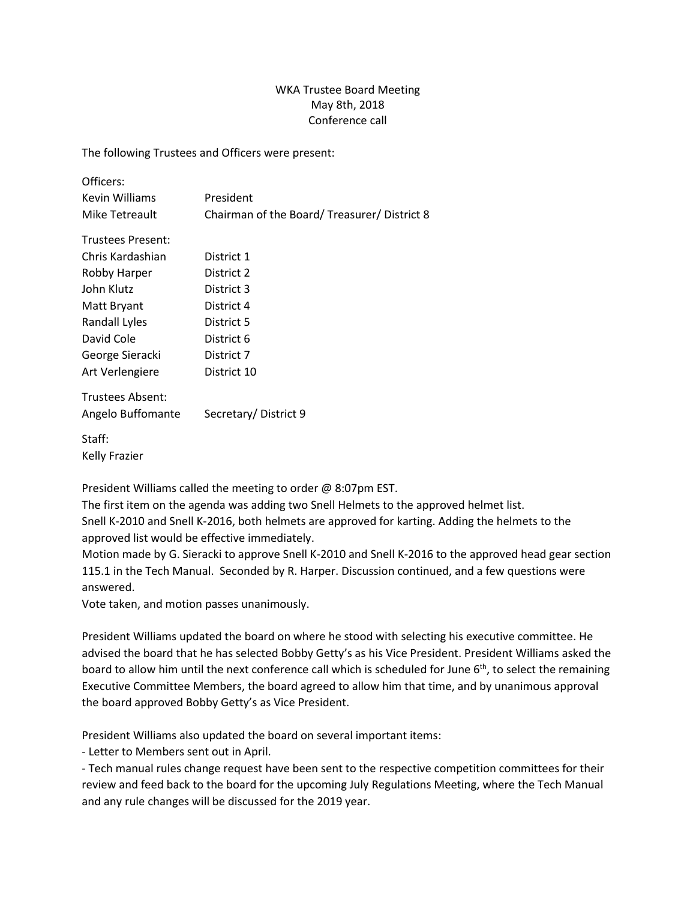WKA Trustee Board Meeting
May 8th, 2018
Conference call

The following Trustees and Officers were present:

| Officers: | |
|---|---|
| Kevin Williams | President |
| Mike Tetreault | Chairman of the Board/ Treasurer/ District 8 |
| **Trustees Present:** | |
| Chris Kardashian | District 1 |
| Robby Harper | District 2 |
| John Klutz | District 3 |
| Matt Bryant | District 4 |
| Randall Lyles | District 5 |
| David Cole | District 6 |
| George Sieracki | District 7 |
| Art Verlengiere | District 10 |
| **Trustees Absent:** | |
| Angelo Buffomante | Secretary/ District 9 |

Staff:
Kelly Frazier

President Williams called the meeting to order @ 8:07pm EST.
The first item on the agenda was adding two Snell Helmets to the approved helmet list.
Snell K-2010 and Snell K-2016, both helmets are approved for karting. Adding the helmets to the approved list would be effective immediately.
Motion made by G. Sieracki to approve Snell K-2010 and Snell K-2016 to the approved head gear section 115.1 in the Tech Manual. Seconded by R. Harper. Discussion continued, and a few questions were answered.
Vote taken, and motion passes unanimously.

President Williams updated the board on where he stood with selecting his executive committee. He advised the board that he has selected Bobby Getty's as his Vice President. President Williams asked the board to allow him until the next conference call which is scheduled for June 6th, to select the remaining Executive Committee Members, the board agreed to allow him that time, and by unanimous approval the board approved Bobby Getty's as Vice President.

President Williams also updated the board on several important items:

- Letter to Members sent out in April.
- Tech manual rules change request have been sent to the respective competition committees for their review and feed back to the board for the upcoming July Regulations Meeting, where the Tech Manual and any rule changes will be discussed for the 2019 year.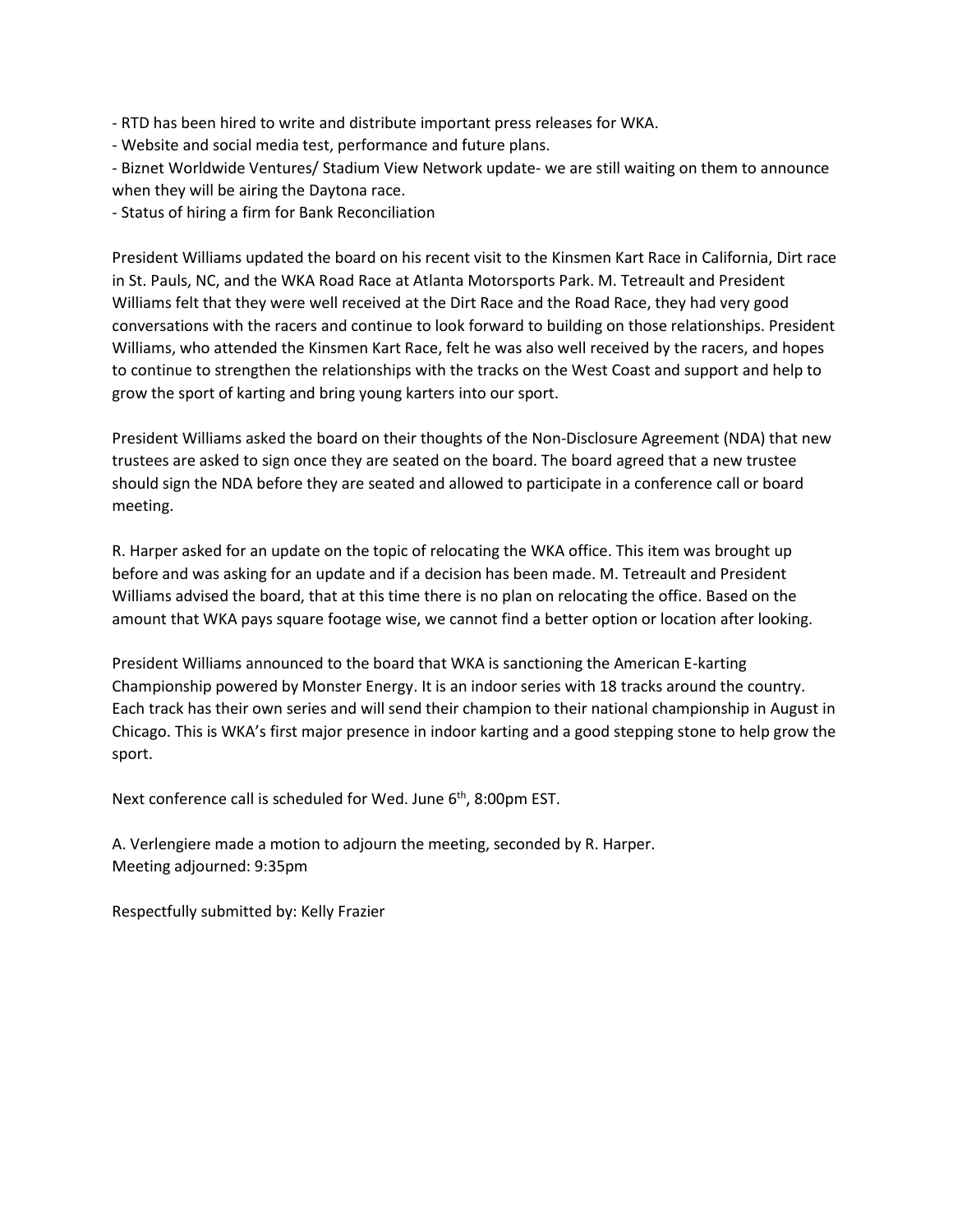- RTD has been hired to write and distribute important press releases for WKA.
- Website and social media test, performance and future plans.
- Biznet Worldwide Ventures/ Stadium View Network update- we are still waiting on them to announce when they will be airing the Daytona race.
- Status of hiring a firm for Bank Reconciliation

President Williams updated the board on his recent visit to the Kinsmen Kart Race in California, Dirt race in St. Pauls, NC, and the WKA Road Race at Atlanta Motorsports Park. M. Tetreault and President Williams felt that they were well received at the Dirt Race and the Road Race, they had very good conversations with the racers and continue to look forward to building on those relationships. President Williams, who attended the Kinsmen Kart Race, felt he was also well received by the racers, and hopes to continue to strengthen the relationships with the tracks on the West Coast and support and help to grow the sport of karting and bring young karters into our sport.

President Williams asked the board on their thoughts of the Non-Disclosure Agreement (NDA) that new trustees are asked to sign once they are seated on the board. The board agreed that a new trustee should sign the NDA before they are seated and allowed to participate in a conference call or board meeting.

R. Harper asked for an update on the topic of relocating the WKA office. This item was brought up before and was asking for an update and if a decision has been made. M. Tetreault and President Williams advised the board, that at this time there is no plan on relocating the office. Based on the amount that WKA pays square footage wise, we cannot find a better option or location after looking.

President Williams announced to the board that WKA is sanctioning the American E-karting Championship powered by Monster Energy. It is an indoor series with 18 tracks around the country. Each track has their own series and will send their champion to their national championship in August in Chicago. This is WKA's first major presence in indoor karting and a good stepping stone to help grow the sport.

Next conference call is scheduled for Wed. June 6th, 8:00pm EST.

A. Verlengiere made a motion to adjourn the meeting, seconded by R. Harper.
Meeting adjourned: 9:35pm

Respectfully submitted by: Kelly Frazier